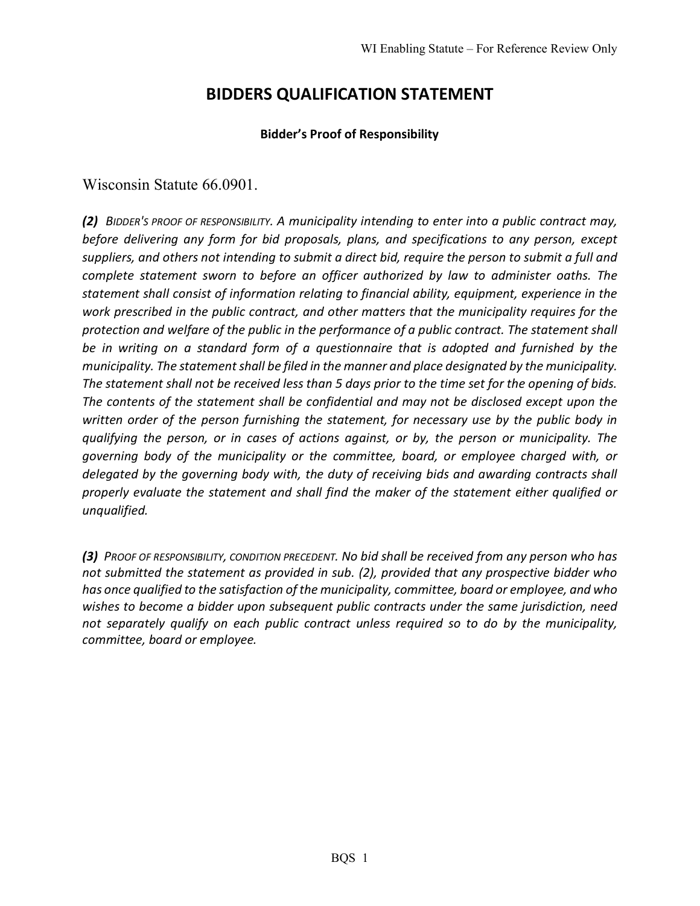# BIDDERS QUALIFICATION STATEMENT

**Bidder's Proof of Responsibility**

Wisconsin Statute 66.0901.

***(2)*** *BIDDER'S PROOF OF RESPONSIBILITY. A municipality intending to enter into a public contract may, before delivering any form for bid proposals, plans, and specifications to any person, except suppliers, and others not intending to submit a direct bid, require the person to submit a full and complete statement sworn to before an officer authorized by law to administer oaths. The statement shall consist of information relating to financial ability, equipment, experience in the work prescribed in the public contract, and other matters that the municipality requires for the protection and welfare of the public in the performance of a public contract. The statement shall be in writing on a standard form of a questionnaire that is adopted and furnished by the municipality. The statement shall be filed in the manner and place designated by the municipality. The statement shall not be received less than 5 days prior to the time set for the opening of bids. The contents of the statement shall be confidential and may not be disclosed except upon the written order of the person furnishing the statement, for necessary use by the public body in qualifying the person, or in cases of actions against, or by, the person or municipality. The governing body of the municipality or the committee, board, or employee charged with, or delegated by the governing body with, the duty of receiving bids and awarding contracts shall properly evaluate the statement and shall find the maker of the statement either qualified or unqualified.*

***(3)*** *PROOF OF RESPONSIBILITY, CONDITION PRECEDENT. No bid shall be received from any person who has not submitted the statement as provided in sub. (2), provided that any prospective bidder who has once qualified to the satisfaction of the municipality, committee, board or employee, and who wishes to become a bidder upon subsequent public contracts under the same jurisdiction, need not separately qualify on each public contract unless required so to do by the municipality, committee, board or employee.*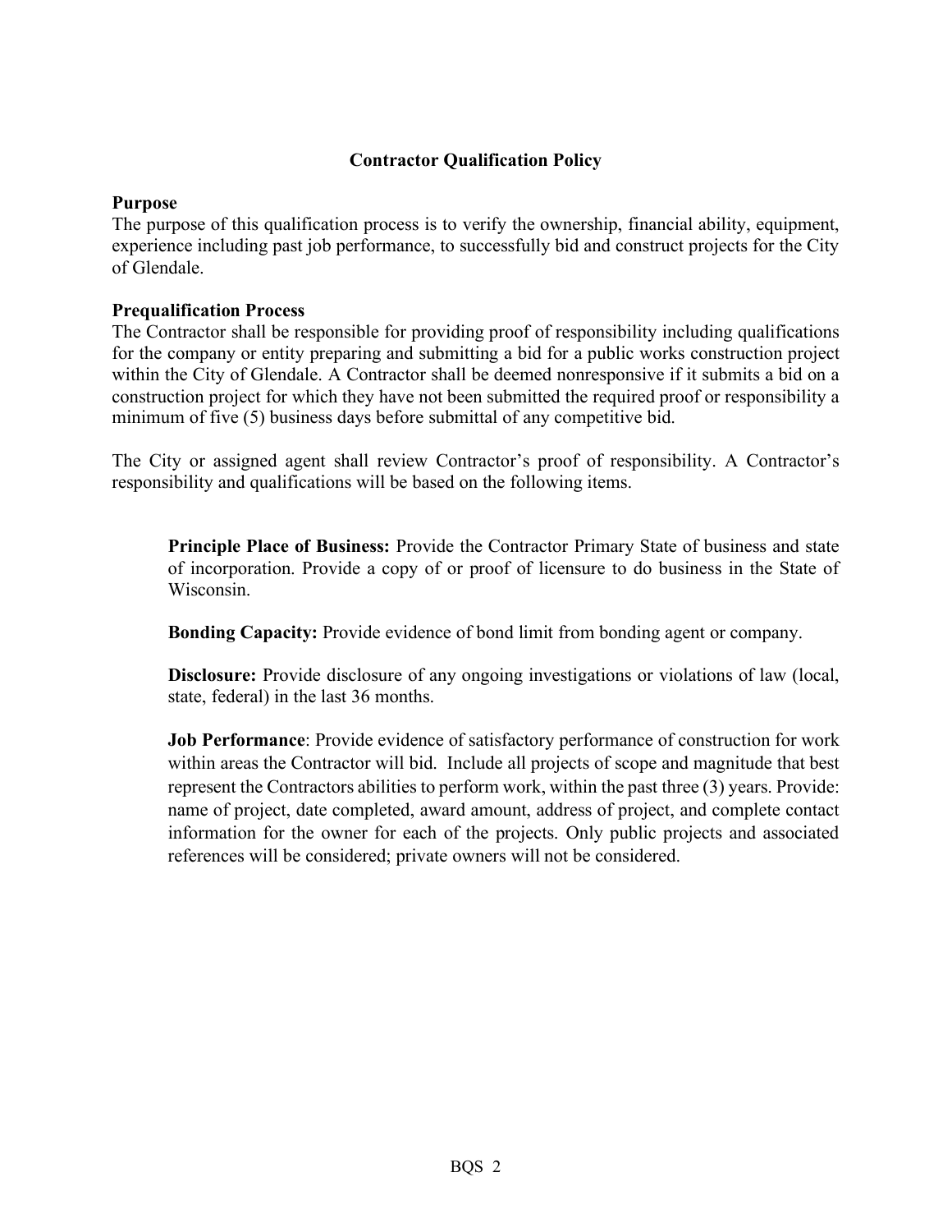# Contractor Qualification Policy

**Purpose**

The purpose of this qualification process is to verify the ownership, financial ability, equipment, experience including past job performance, to successfully bid and construct projects for the City of Glendale.

**Prequalification Process**

The Contractor shall be responsible for providing proof of responsibility including qualifications for the company or entity preparing and submitting a bid for a public works construction project within the City of Glendale. A Contractor shall be deemed nonresponsive if it submits a bid on a construction project for which they have not been submitted the required proof or responsibility a minimum of five (5) business days before submittal of any competitive bid.

The City or assigned agent shall review Contractor's proof of responsibility. A Contractor's responsibility and qualifications will be based on the following items.

**Principle Place of Business:** Provide the Contractor Primary State of business and state of incorporation. Provide a copy of or proof of licensure to do business in the State of Wisconsin.

**Bonding Capacity:** Provide evidence of bond limit from bonding agent or company.

**Disclosure:** Provide disclosure of any ongoing investigations or violations of law (local, state, federal) in the last 36 months.

**Job Performance**: Provide evidence of satisfactory performance of construction for work within areas the Contractor will bid. Include all projects of scope and magnitude that best represent the Contractors abilities to perform work, within the past three (3) years. Provide: name of project, date completed, award amount, address of project, and complete contact information for the owner for each of the projects. Only public projects and associated references will be considered; private owners will not be considered.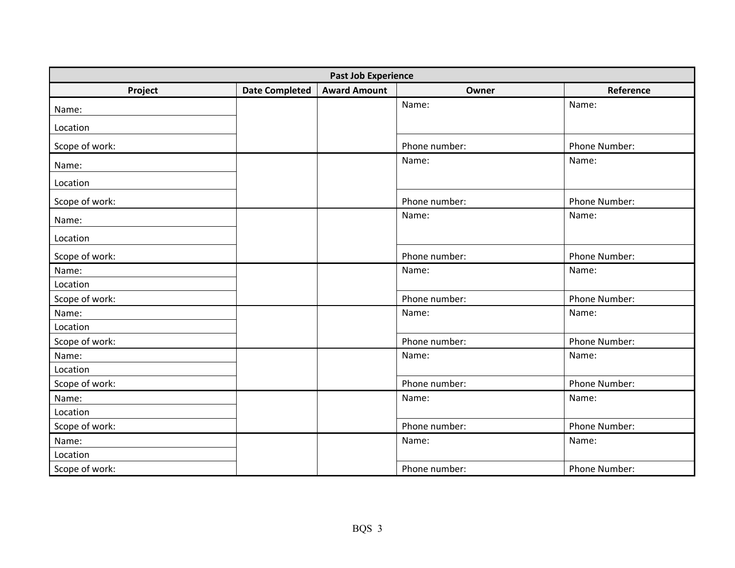| Past Job Experience | | | | |
|---|---|---|---|---|
| **Project** | **Date Completed** | **Award Amount** | **Owner** | **Reference** |
| Name: | | | Name: | Name: |
| Location | | | | |
| Scope of work: | | | Phone number: | Phone Number: |
| Name: | | | Name: | Name: |
| Location | | | | |
| Scope of work: | | | Phone number: | Phone Number: |
| Name: | | | Name: | Name: |
| Location | | | | |
| Scope of work: | | | Phone number: | Phone Number: |
| Name: | | | Name: | Name: |
| Location | | | | |
| Scope of work: | | | Phone number: | Phone Number: |
| Name: | | | Name: | Name: |
| Location | | | | |
| Scope of work: | | | Phone number: | Phone Number: |
| Name: | | | Name: | Name: |
| Location | | | | |
| Scope of work: | | | Phone number: | Phone Number: |
| Name: | | | Name: | Name: |
| Location | | | | |
| Scope of work: | | | Phone number: | Phone Number: |
| Name: | | | Name: | Name: |
| Location | | | | |
| Scope of work: | | | Phone number: | Phone Number: |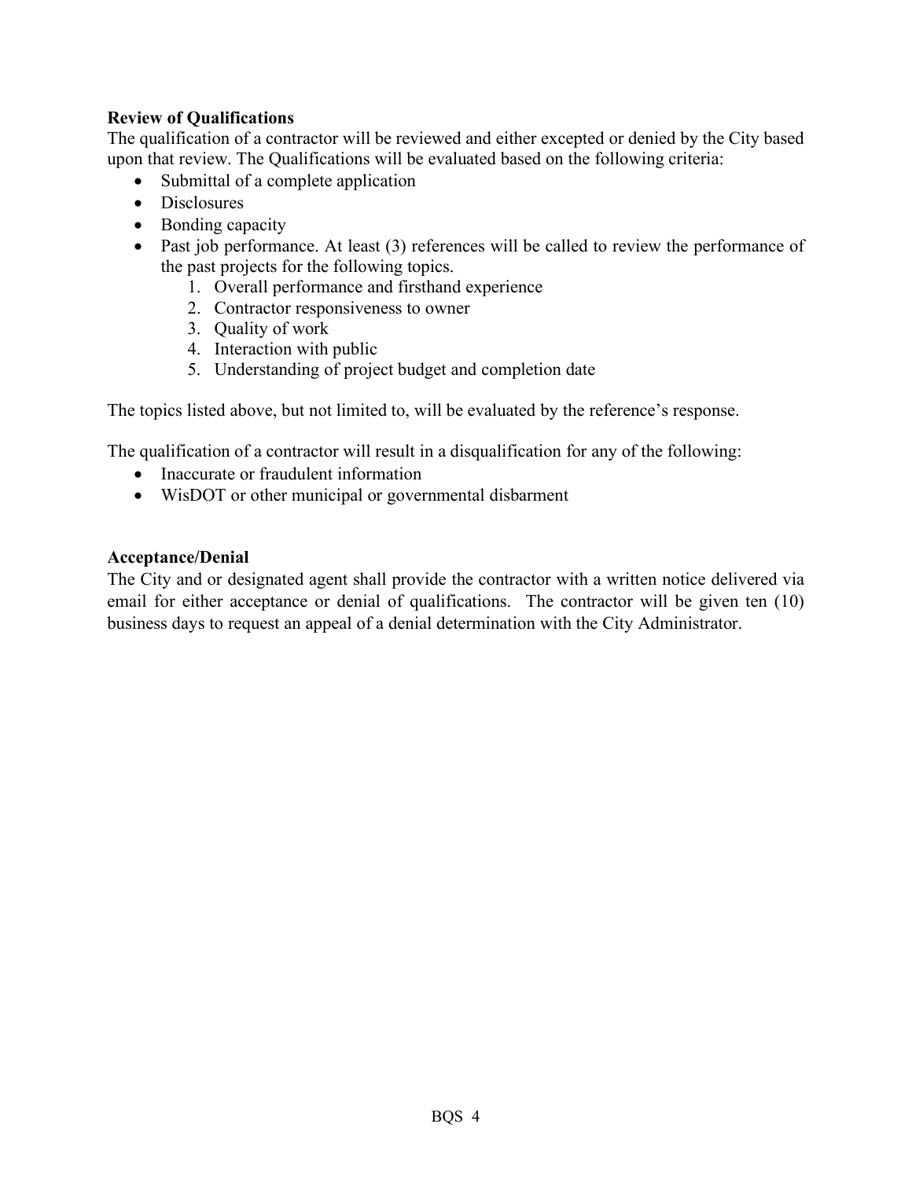**Review of Qualifications**

The qualification of a contractor will be reviewed and either excepted or denied by the City based upon that review. The Qualifications will be evaluated based on the following criteria:

- Submittal of a complete application
- Disclosures
- Bonding capacity
- Past job performance. At least (3) references will be called to review the performance of the past projects for the following topics.
    1. Overall performance and firsthand experience
    2. Contractor responsiveness to owner
    3. Quality of work
    4. Interaction with public
    5. Understanding of project budget and completion date

The topics listed above, but not limited to, will be evaluated by the reference's response.

The qualification of a contractor will result in a disqualification for any of the following:

- Inaccurate or fraudulent information
- WisDOT or other municipal or governmental disbarment

**Acceptance/Denial**

The City and or designated agent shall provide the contractor with a written notice delivered via email for either acceptance or denial of qualifications. The contractor will be given ten (10) business days to request an appeal of a denial determination with the City Administrator.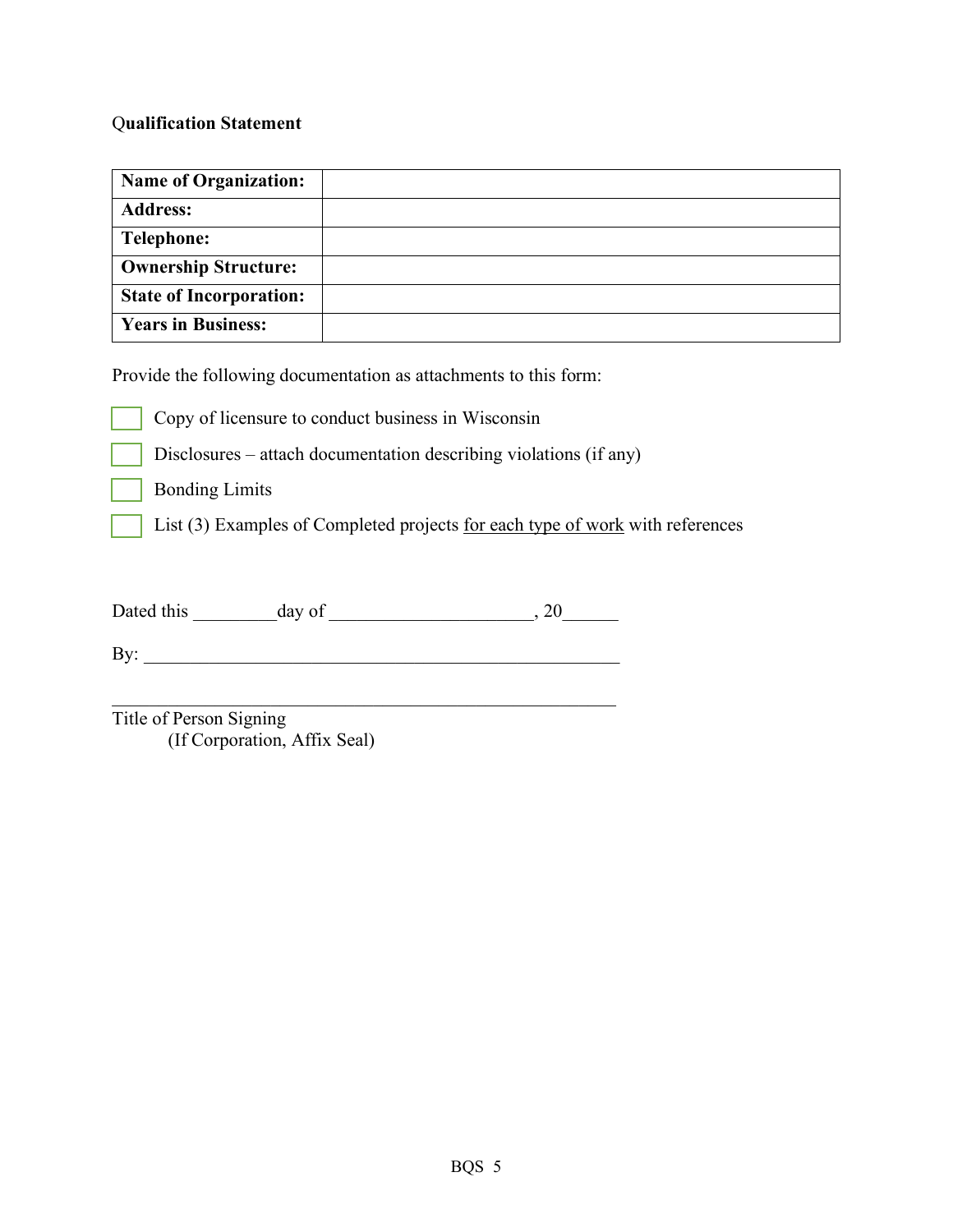**Qualification Statement**

| | |
|---|---|
| **Name of Organization:** | |
| **Address:** | |
| **Telephone:** | |
| **Ownership Structure:** | |
| **State of Incorporation:** | |
| **Years in Business:** | |

Provide the following documentation as attachments to this form:

- [ ] Copy of licensure to conduct business in Wisconsin
- [ ] Disclosures – attach documentation describing violations (if any)
- [ ] Bonding Limits
- [ ] List (3) Examples of Completed projects <u>for each type of work</u> with references

Dated this _________day of _____________________, 20______

By: _____________________________________________________

_________________________________________________________
Title of Person Signing
(If Corporation, Affix Seal)